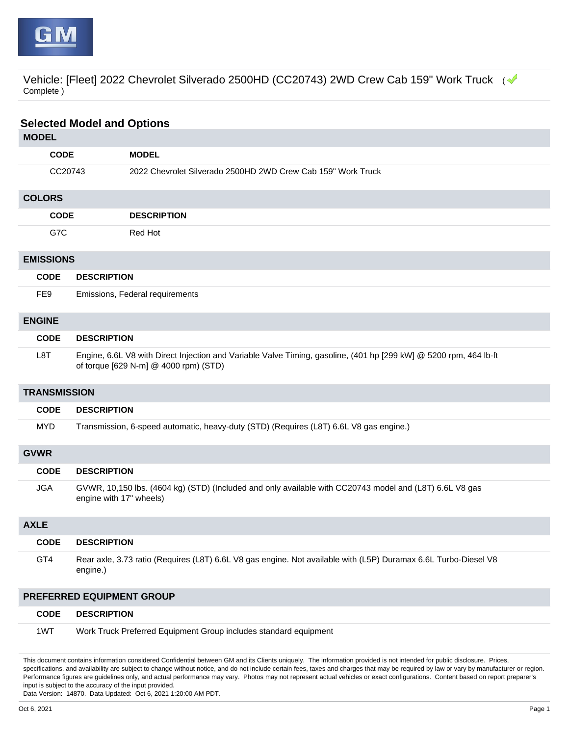Vehicle: [Fleet] 2022 Chevrolet Silverado 2500HD (CC20743) 2WD Crew Cab 159" Work Truck ( Complete )

## Selected Model and Options

### MODEL

| CODE | MODEL |
|---|---|
| CC20743 | 2022 Chevrolet Silverado 2500HD 2WD Crew Cab 159" Work Truck |

### COLORS

| CODE | DESCRIPTION |
|---|---|
| G7C | Red Hot |

### EMISSIONS

| CODE | DESCRIPTION |
|---|---|
| FE9 | Emissions, Federal requirements |

### ENGINE

| CODE | DESCRIPTION |
|---|---|
| L8T | Engine, 6.6L V8 with Direct Injection and Variable Valve Timing, gasoline, (401 hp [299 kW] @ 5200 rpm, 464 lb-ft of torque [629 N-m] @ 4000 rpm) (STD) |

### TRANSMISSION

| CODE | DESCRIPTION |
|---|---|
| MYD | Transmission, 6-speed automatic, heavy-duty (STD) (Requires (L8T) 6.6L V8 gas engine.) |

### GVWR

| CODE | DESCRIPTION |
|---|---|
| JGA | GVWR, 10,150 lbs. (4604 kg) (STD) (Included and only available with CC20743 model and (L8T) 6.6L V8 gas engine with 17" wheels) |

### AXLE

| CODE | DESCRIPTION |
|---|---|
| GT4 | Rear axle, 3.73 ratio (Requires (L8T) 6.6L V8 gas engine. Not available with (L5P) Duramax 6.6L Turbo-Diesel V8 engine.) |

### PREFERRED EQUIPMENT GROUP

| CODE | DESCRIPTION |
|---|---|
| 1WT | Work Truck Preferred Equipment Group includes standard equipment |

This document contains information considered Confidential between GM and its Clients uniquely. The information provided is not intended for public disclosure. Prices, specifications, and availability are subject to change without notice, and do not include certain fees, taxes and charges that may be required by law or vary by manufacturer or region. Performance figures are guidelines only, and actual performance may vary. Photos may not represent actual vehicles or exact configurations. Content based on report preparer's input is subject to the accuracy of the input provided.
Data Version: 14870. Data Updated: Oct 6, 2021 1:20:00 AM PDT.

Oct 6, 2021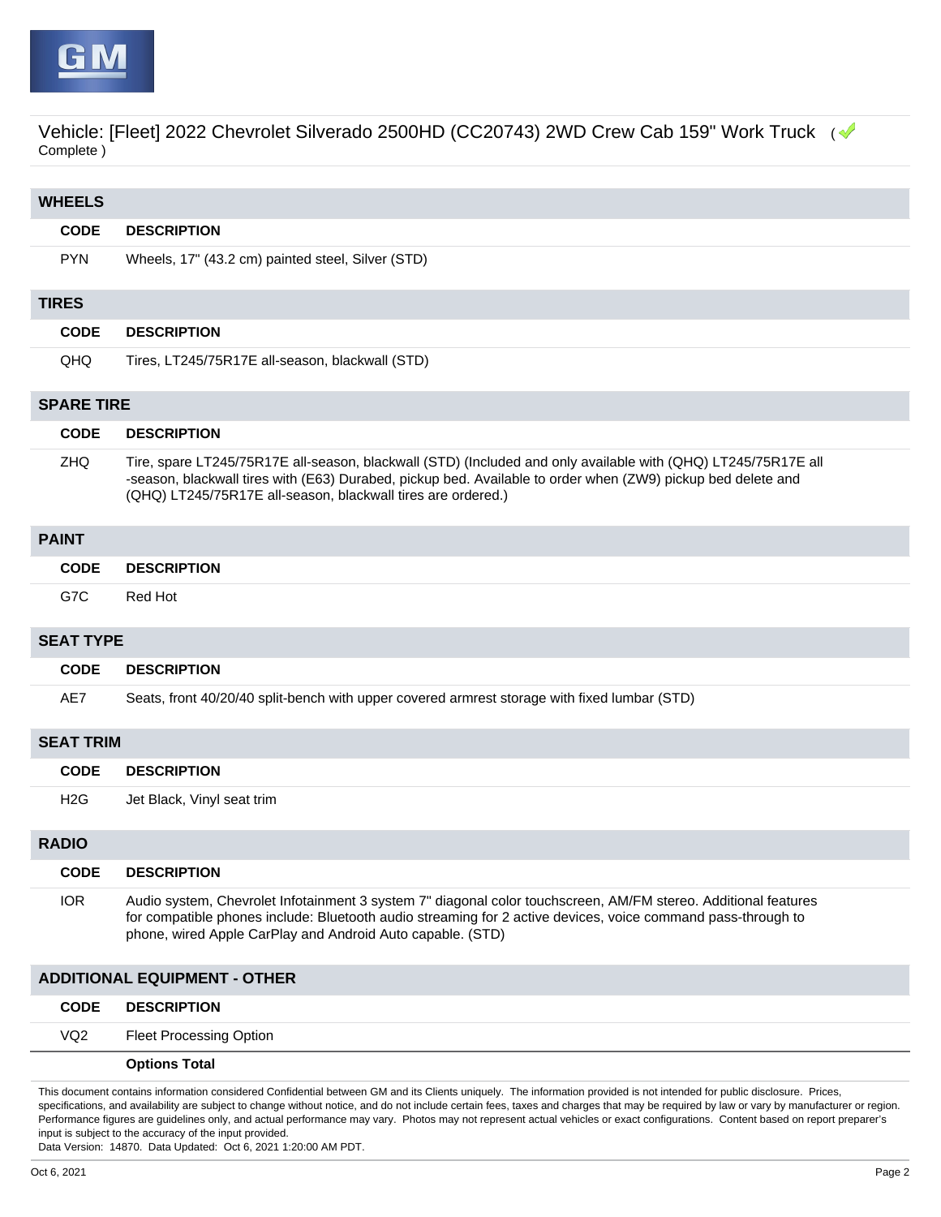Vehicle: [Fleet] 2022 Chevrolet Silverado 2500HD (CC20743) 2WD Crew Cab 159" Work Truck ( Complete )

## WHEELS

| CODE | DESCRIPTION |
|---|---|
| PYN | Wheels, 17" (43.2 cm) painted steel, Silver (STD) |

## TIRES

| CODE | DESCRIPTION |
|---|---|
| QHQ | Tires, LT245/75R17E all-season, blackwall (STD) |

## SPARE TIRE

| CODE | DESCRIPTION |
|---|---|
| ZHQ | Tire, spare LT245/75R17E all-season, blackwall (STD) (Included and only available with (QHQ) LT245/75R17E all-season, blackwall tires with (E63) Durabed, pickup bed. Available to order when (ZW9) pickup bed delete and (QHQ) LT245/75R17E all-season, blackwall tires are ordered.) |

## PAINT

| CODE | DESCRIPTION |
|---|---|
| G7C | Red Hot |

## SEAT TYPE

| CODE | DESCRIPTION |
|---|---|
| AE7 | Seats, front 40/20/40 split-bench with upper covered armrest storage with fixed lumbar (STD) |

## SEAT TRIM

| CODE | DESCRIPTION |
|---|---|
| H2G | Jet Black, Vinyl seat trim |

## RADIO

| CODE | DESCRIPTION |
|---|---|
| IOR | Audio system, Chevrolet Infotainment 3 system 7" diagonal color touchscreen, AM/FM stereo. Additional features for compatible phones include: Bluetooth audio streaming for 2 active devices, voice command pass-through to phone, wired Apple CarPlay and Android Auto capable. (STD) |

## ADDITIONAL EQUIPMENT - OTHER

| CODE | DESCRIPTION |
|---|---|
| VQ2 | Fleet Processing Option |
| | **Options Total** |

This document contains information considered Confidential between GM and its Clients uniquely. The information provided is not intended for public disclosure. Prices, specifications, and availability are subject to change without notice, and do not include certain fees, taxes and charges that may be required by law or vary by manufacturer or region. Performance figures are guidelines only, and actual performance may vary. Photos may not represent actual vehicles or exact configurations. Content based on report preparer's input is subject to the accuracy of the input provided.

Data Version: 14870. Data Updated: Oct 6, 2021 1:20:00 AM PDT.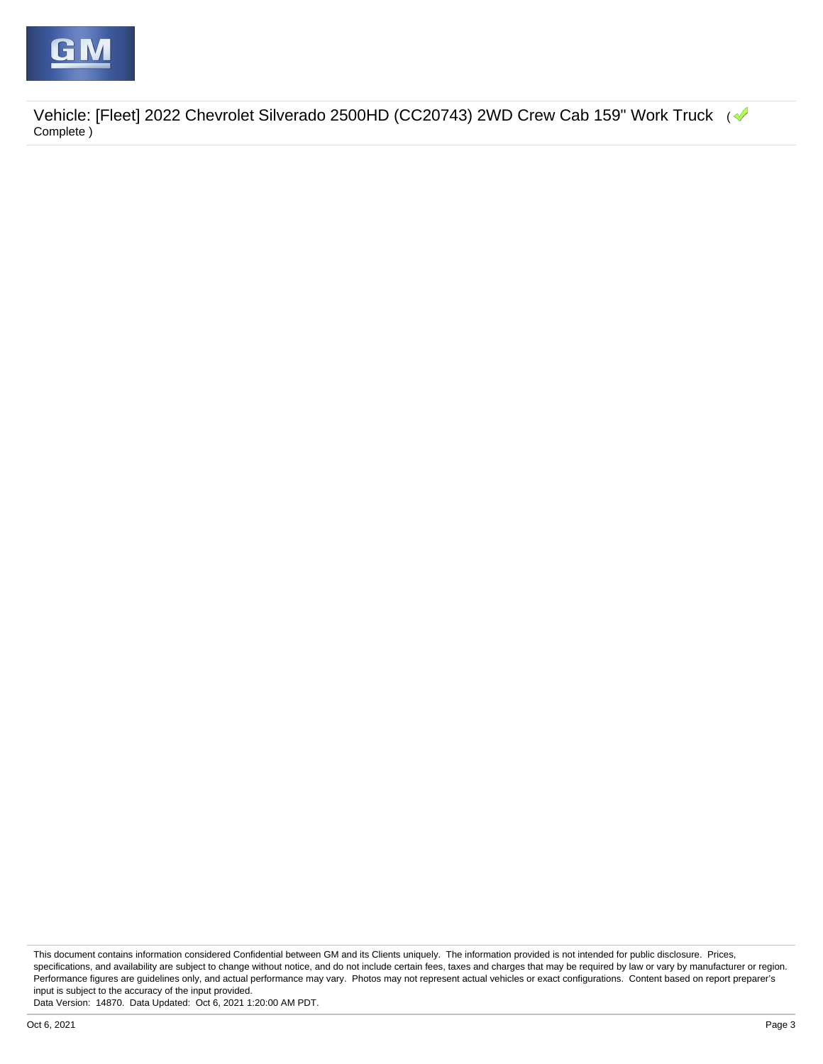Vehicle: [Fleet] 2022 Chevrolet Silverado 2500HD (CC20743) 2WD Crew Cab 159" Work Truck ( Complete )

This document contains information considered Confidential between GM and its Clients uniquely. The information provided is not intended for public disclosure. Prices, specifications, and availability are subject to change without notice, and do not include certain fees, taxes and charges that may be required by law or vary by manufacturer or region. Performance figures are guidelines only, and actual performance may vary. Photos may not represent actual vehicles or exact configurations. Content based on report preparer's input is subject to the accuracy of the input provided.
Data Version: 14870. Data Updated: Oct 6, 2021 1:20:00 AM PDT.